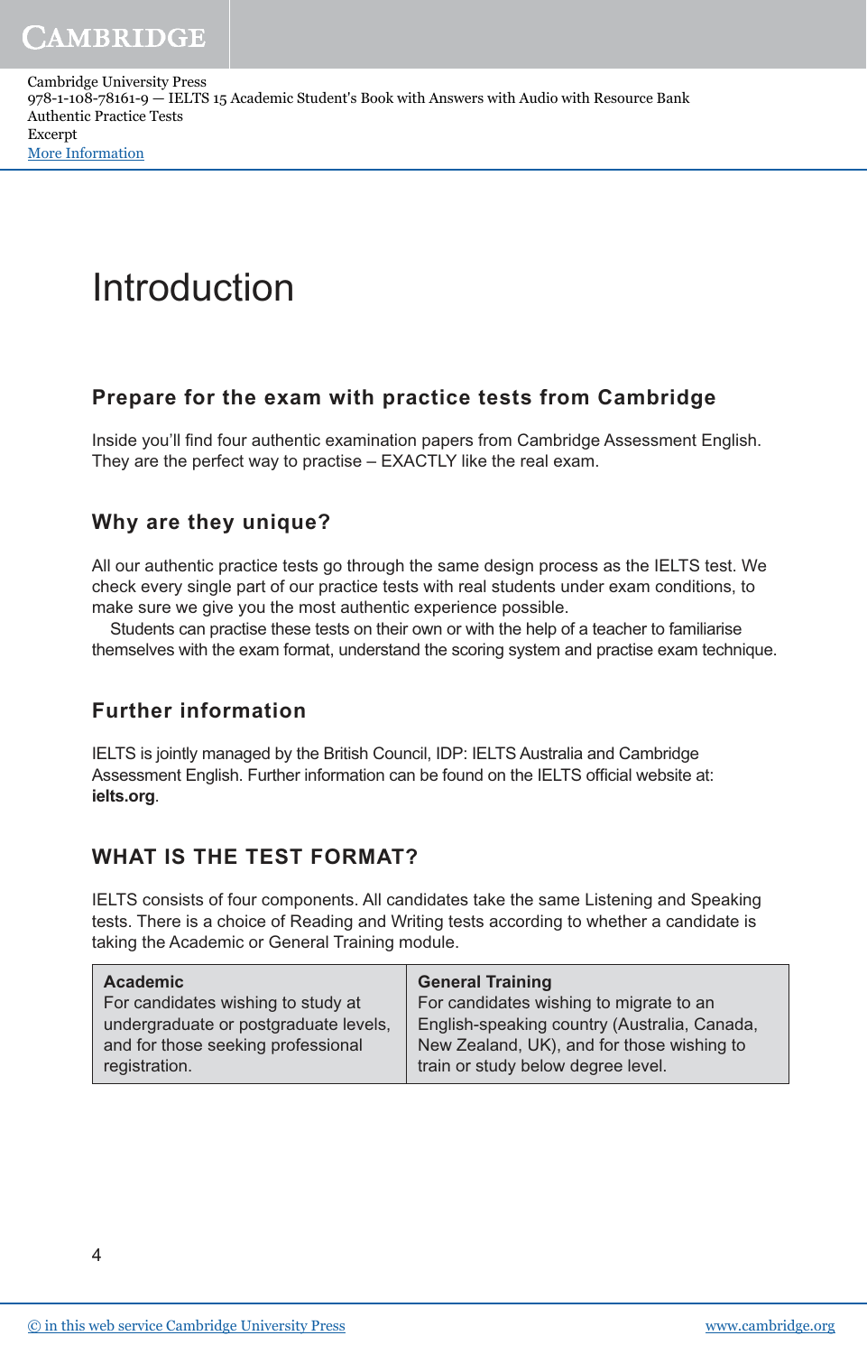# Introduction

## Prepare for the exam with practice tests from Cambridge

Inside you'll find four authentic examination papers from Cambridge Assessment English. They are the perfect way to practise – EXACTLY like the real exam.

## Why are they unique?

All our authentic practice tests go through the same design process as the IELTS test. We check every single part of our practice tests with real students under exam conditions, to make sure we give you the most authentic experience possible.

Students can practise these tests on their own or with the help of a teacher to familiarise themselves with the exam format, understand the scoring system and practise exam technique.

## Further information

IELTS is jointly managed by the British Council, IDP: IELTS Australia and Cambridge Assessment English. Further information can be found on the IELTS official website at: **ielts.org**.

## WHAT IS THE TEST FORMAT?

IELTS consists of four components. All candidates take the same Listening and Speaking tests. There is a choice of Reading and Writing tests according to whether a candidate is taking the Academic or General Training module.

| Academic | General Training |
|---|---|
| For candidates wishing to study at undergraduate or postgraduate levels, and for those seeking professional registration. | For candidates wishing to migrate to an English-speaking country (Australia, Canada, New Zealand, UK), and for those wishing to train or study below degree level. |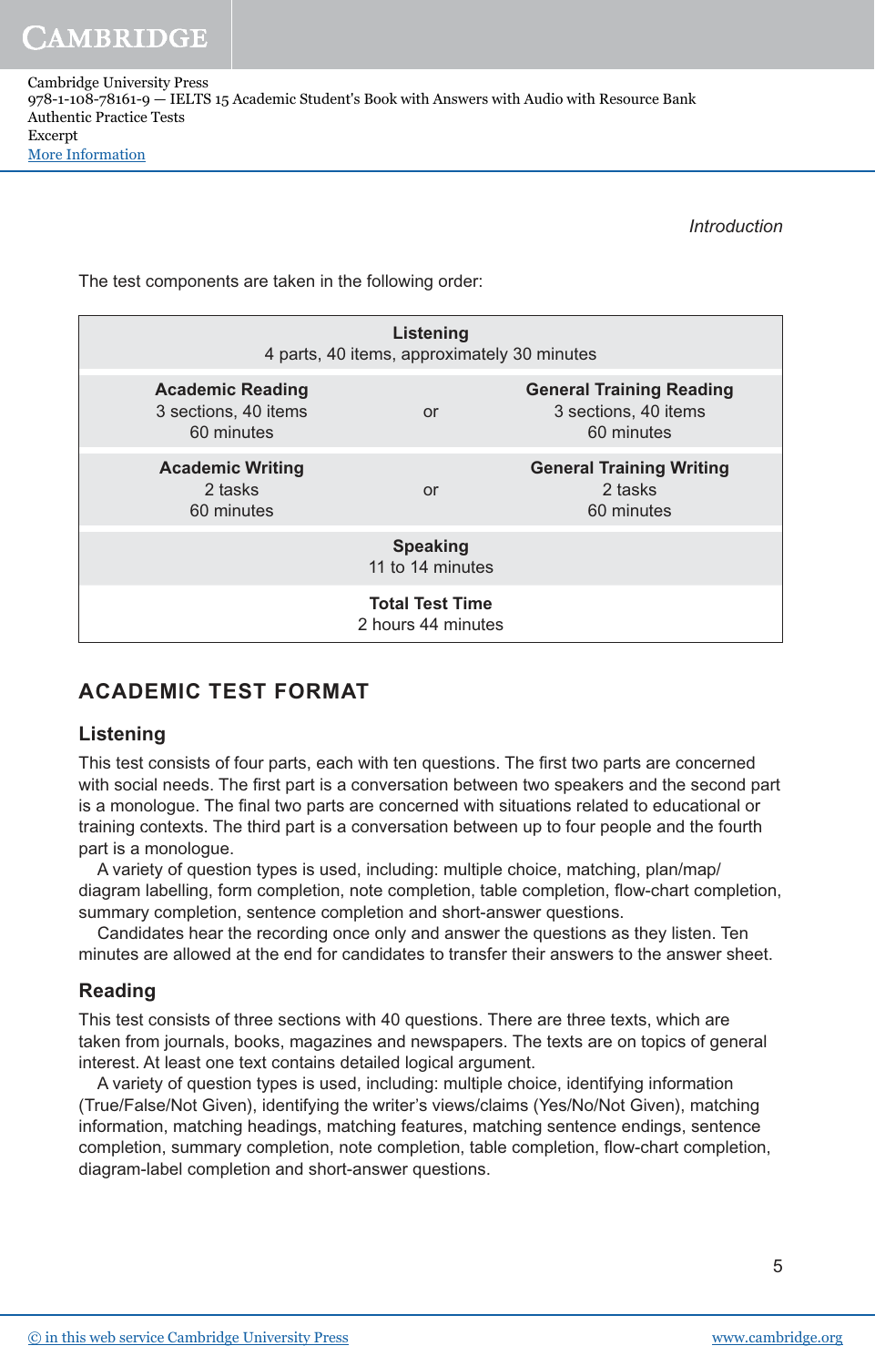The test components are taken in the following order:

| **Listening**<br>4 parts, 40 items, approximately 30 minutes | | |
|---|---|---|
| **Academic Reading**<br>3 sections, 40 items<br>60 minutes | or | **General Training Reading**<br>3 sections, 40 items<br>60 minutes |
| **Academic Writing**<br>2 tasks<br>60 minutes | or | **General Training Writing**<br>2 tasks<br>60 minutes |
| **Speaking**<br>11 to 14 minutes | | |
| **Total Test Time**<br>2 hours 44 minutes | | |

## ACADEMIC TEST FORMAT

### Listening

This test consists of four parts, each with ten questions. The first two parts are concerned with social needs. The first part is a conversation between two speakers and the second part is a monologue. The final two parts are concerned with situations related to educational or training contexts. The third part is a conversation between up to four people and the fourth part is a monologue.

A variety of question types is used, including: multiple choice, matching, plan/map/diagram labelling, form completion, note completion, table completion, flow-chart completion, summary completion, sentence completion and short-answer questions.

Candidates hear the recording once only and answer the questions as they listen. Ten minutes are allowed at the end for candidates to transfer their answers to the answer sheet.

### Reading

This test consists of three sections with 40 questions. There are three texts, which are taken from journals, books, magazines and newspapers. The texts are on topics of general interest. At least one text contains detailed logical argument.

A variety of question types is used, including: multiple choice, identifying information (True/False/Not Given), identifying the writer's views/claims (Yes/No/Not Given), matching information, matching headings, matching features, matching sentence endings, sentence completion, summary completion, note completion, table completion, flow-chart completion, diagram-label completion and short-answer questions.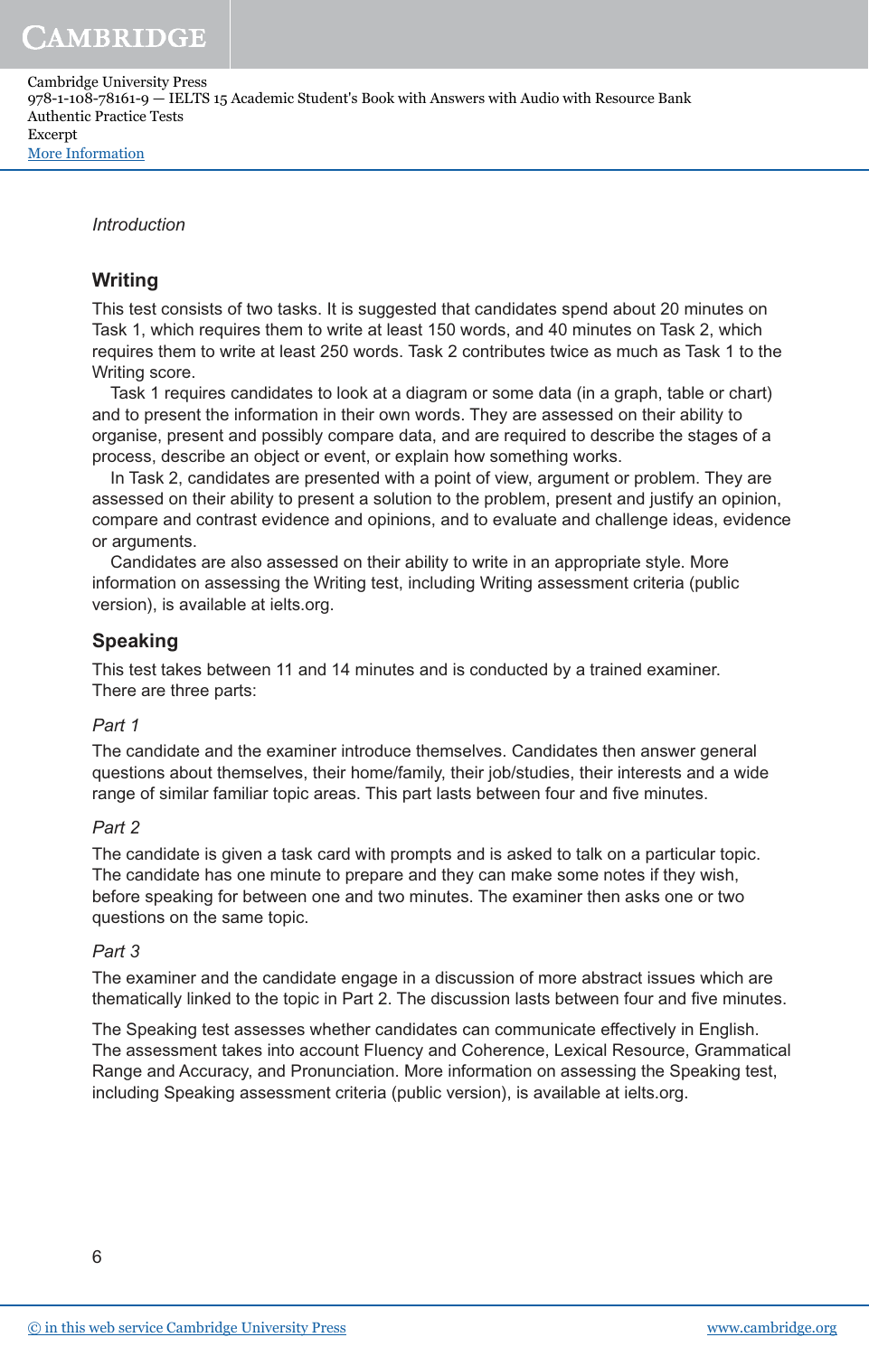## Writing

This test consists of two tasks. It is suggested that candidates spend about 20 minutes on Task 1, which requires them to write at least 150 words, and 40 minutes on Task 2, which requires them to write at least 250 words. Task 2 contributes twice as much as Task 1 to the Writing score.

Task 1 requires candidates to look at a diagram or some data (in a graph, table or chart) and to present the information in their own words. They are assessed on their ability to organise, present and possibly compare data, and are required to describe the stages of a process, describe an object or event, or explain how something works.

In Task 2, candidates are presented with a point of view, argument or problem. They are assessed on their ability to present a solution to the problem, present and justify an opinion, compare and contrast evidence and opinions, and to evaluate and challenge ideas, evidence or arguments.

Candidates are also assessed on their ability to write in an appropriate style. More information on assessing the Writing test, including Writing assessment criteria (public version), is available at ielts.org.

## Speaking

This test takes between 11 and 14 minutes and is conducted by a trained examiner. There are three parts:

*Part 1*

The candidate and the examiner introduce themselves. Candidates then answer general questions about themselves, their home/family, their job/studies, their interests and a wide range of similar familiar topic areas. This part lasts between four and five minutes.

*Part 2*

The candidate is given a task card with prompts and is asked to talk on a particular topic. The candidate has one minute to prepare and they can make some notes if they wish, before speaking for between one and two minutes. The examiner then asks one or two questions on the same topic.

*Part 3*

The examiner and the candidate engage in a discussion of more abstract issues which are thematically linked to the topic in Part 2. The discussion lasts between four and five minutes.

The Speaking test assesses whether candidates can communicate effectively in English. The assessment takes into account Fluency and Coherence, Lexical Resource, Grammatical Range and Accuracy, and Pronunciation. More information on assessing the Speaking test, including Speaking assessment criteria (public version), is available at ielts.org.